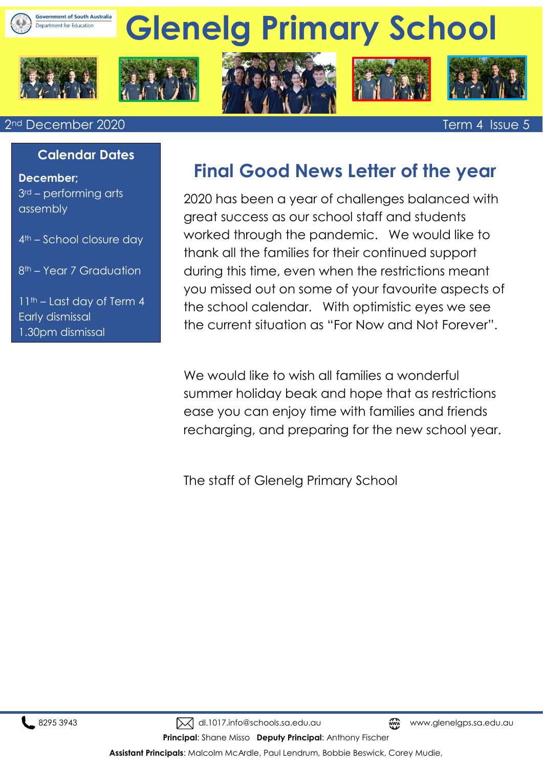Government of South Australia
Department for Education

# Glenelg Primary School

2nd December 2020 — Term 4 Issue 5

## Calendar Dates

**December;**

3rd – performing arts assembly

4th – School closure day

8th – Year 7 Graduation

11th – Last day of Term 4
Early dismissal
1.30pm dismissal

## Final Good News Letter of the year

2020 has been a year of challenges balanced with great success as our school staff and students worked through the pandemic. We would like to thank all the families for their continued support during this time, even when the restrictions meant you missed out on some of your favourite aspects of the school calendar. With optimistic eyes we see the current situation as "For Now and Not Forever".

We would like to wish all families a wonderful summer holiday beak and hope that as restrictions ease you can enjoy time with families and friends recharging, and preparing for the new school year.

The staff of Glenelg Primary School

8295 3943 dl.1017.info@schools.sa.edu.au www.glenelgps.sa.edu.au

**Principal**: Shane Misso **Deputy Principal**: Anthony Fischer

**Assistant Principals**: Malcolm McArdle, Paul Lendrum, Bobbie Beswick, Corey Mudie,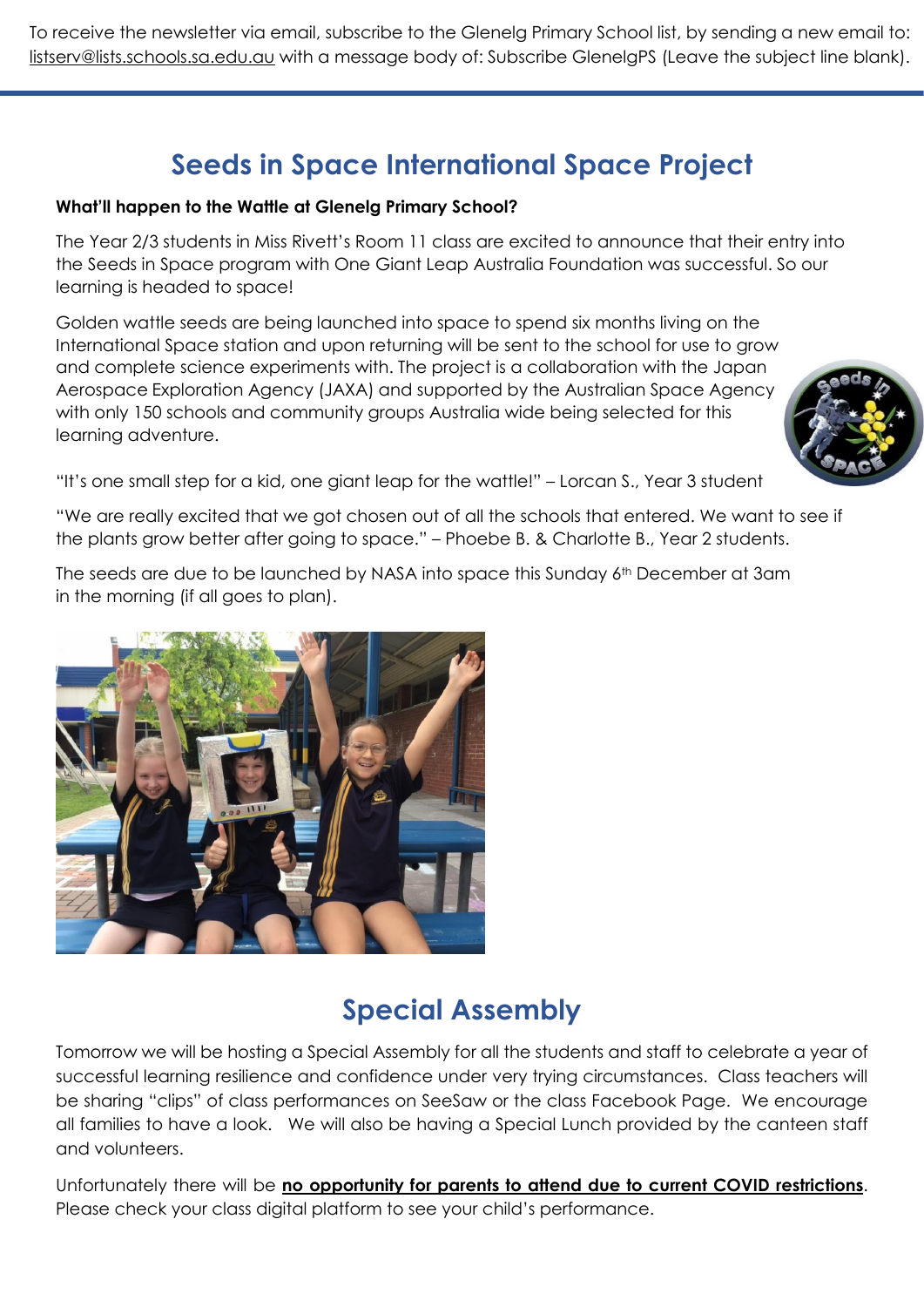To receive the newsletter via email, subscribe to the Glenelg Primary School list, by sending a new email to: listserv@lists.schools.sa.edu.au with a message body of: Subscribe GlenelgPS (Leave the subject line blank).

# Seeds in Space International Space Project

**What'll happen to the Wattle at Glenelg Primary School?**

The Year 2/3 students in Miss Rivett's Room 11 class are excited to announce that their entry into the Seeds in Space program with One Giant Leap Australia Foundation was successful. So our learning is headed to space!

Golden wattle seeds are being launched into space to spend six months living on the International Space station and upon returning will be sent to the school for use to grow and complete science experiments with. The project is a collaboration with the Japan Aerospace Exploration Agency (JAXA) and supported by the Australian Space Agency with only 150 schools and community groups Australia wide being selected for this learning adventure.

"It's one small step for a kid, one giant leap for the wattle!" – Lorcan S., Year 3 student

"We are really excited that we got chosen out of all the schools that entered. We want to see if the plants grow better after going to space." – Phoebe B. & Charlotte B., Year 2 students.

The seeds are due to be launched by NASA into space this Sunday 6th December at 3am in the morning (if all goes to plan).

# Special Assembly

Tomorrow we will be hosting a Special Assembly for all the students and staff to celebrate a year of successful learning resilience and confidence under very trying circumstances. Class teachers will be sharing "clips" of class performances on SeeSaw or the class Facebook Page. We encourage all families to have a look. We will also be having a Special Lunch provided by the canteen staff and volunteers.

Unfortunately there will be **no opportunity for parents to attend due to current COVID restrictions**. Please check your class digital platform to see your child's performance.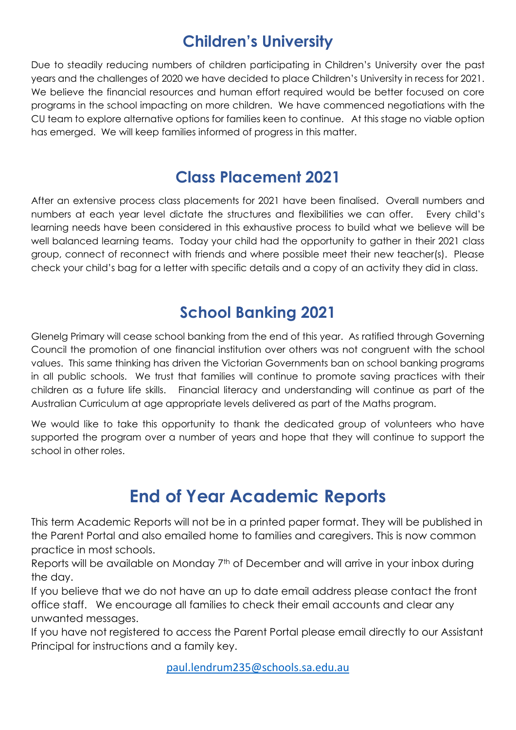## Children's University

Due to steadily reducing numbers of children participating in Children's University over the past years and the challenges of 2020 we have decided to place Children's University in recess for 2021. We believe the financial resources and human effort required would be better focused on core programs in the school impacting on more children. We have commenced negotiations with the CU team to explore alternative options for families keen to continue. At this stage no viable option has emerged. We will keep families informed of progress in this matter.

## Class Placement 2021

After an extensive process class placements for 2021 have been finalised. Overall numbers and numbers at each year level dictate the structures and flexibilities we can offer. Every child's learning needs have been considered in this exhaustive process to build what we believe will be well balanced learning teams. Today your child had the opportunity to gather in their 2021 class group, connect of reconnect with friends and where possible meet their new teacher(s). Please check your child's bag for a letter with specific details and a copy of an activity they did in class.

## School Banking 2021

Glenelg Primary will cease school banking from the end of this year. As ratified through Governing Council the promotion of one financial institution over others was not congruent with the school values. This same thinking has driven the Victorian Governments ban on school banking programs in all public schools. We trust that families will continue to promote saving practices with their children as a future life skills. Financial literacy and understanding will continue as part of the Australian Curriculum at age appropriate levels delivered as part of the Maths program.

We would like to take this opportunity to thank the dedicated group of volunteers who have supported the program over a number of years and hope that they will continue to support the school in other roles.

## End of Year Academic Reports

This term Academic Reports will not be in a printed paper format. They will be published in the Parent Portal and also emailed home to families and caregivers. This is now common practice in most schools.

Reports will be available on Monday 7th of December and will arrive in your inbox during the day.

If you believe that we do not have an up to date email address please contact the front office staff. We encourage all families to check their email accounts and clear any unwanted messages.

If you have not registered to access the Parent Portal please email directly to our Assistant Principal for instructions and a family key.

paul.lendrum235@schools.sa.edu.au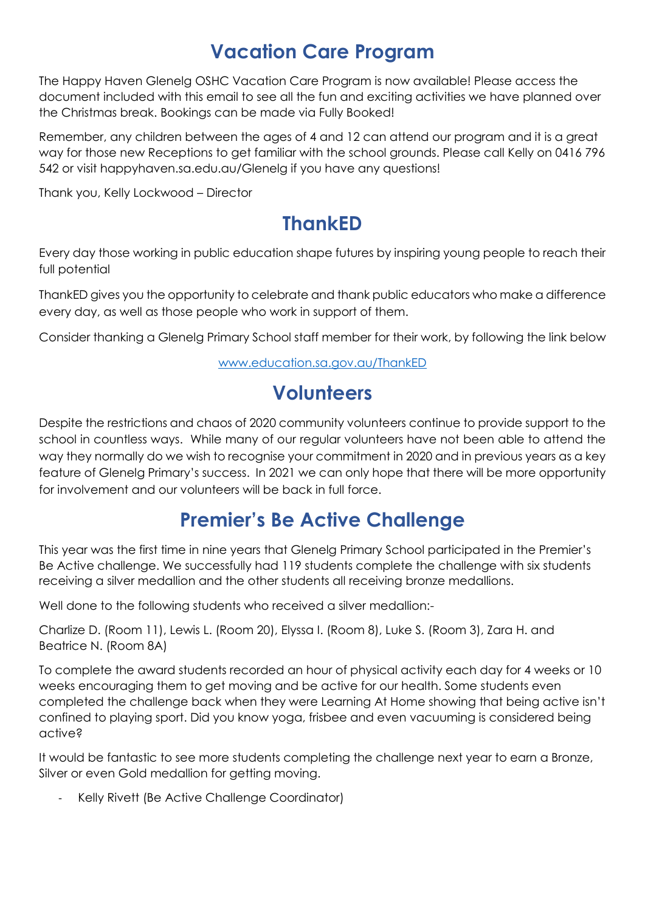## Vacation Care Program

The Happy Haven Glenelg OSHC Vacation Care Program is now available! Please access the document included with this email to see all the fun and exciting activities we have planned over the Christmas break. Bookings can be made via Fully Booked!

Remember, any children between the ages of 4 and 12 can attend our program and it is a great way for those new Receptions to get familiar with the school grounds. Please call Kelly on 0416 796 542 or visit happyhaven.sa.edu.au/Glenelg if you have any questions!

Thank you, Kelly Lockwood – Director

## ThankED

Every day those working in public education shape futures by inspiring young people to reach their full potential

ThankED gives you the opportunity to celebrate and thank public educators who make a difference every day, as well as those people who work in support of them.

Consider thanking a Glenelg Primary School staff member for their work, by following the link below

[www.education.sa.gov.au/ThankED](http://www.education.sa.gov.au/ThankED)

## Volunteers

Despite the restrictions and chaos of 2020 community volunteers continue to provide support to the school in countless ways. While many of our regular volunteers have not been able to attend the way they normally do we wish to recognise your commitment in 2020 and in previous years as a key feature of Glenelg Primary's success. In 2021 we can only hope that there will be more opportunity for involvement and our volunteers will be back in full force.

## Premier's Be Active Challenge

This year was the first time in nine years that Glenelg Primary School participated in the Premier's Be Active challenge. We successfully had 119 students complete the challenge with six students receiving a silver medallion and the other students all receiving bronze medallions.

Well done to the following students who received a silver medallion:-

Charlize D. (Room 11), Lewis L. (Room 20), Elyssa I. (Room 8), Luke S. (Room 3), Zara H. and Beatrice N. (Room 8A)

To complete the award students recorded an hour of physical activity each day for 4 weeks or 10 weeks encouraging them to get moving and be active for our health. Some students even completed the challenge back when they were Learning At Home showing that being active isn't confined to playing sport. Did you know yoga, frisbee and even vacuuming is considered being active?

It would be fantastic to see more students completing the challenge next year to earn a Bronze, Silver or even Gold medallion for getting moving.

- Kelly Rivett (Be Active Challenge Coordinator)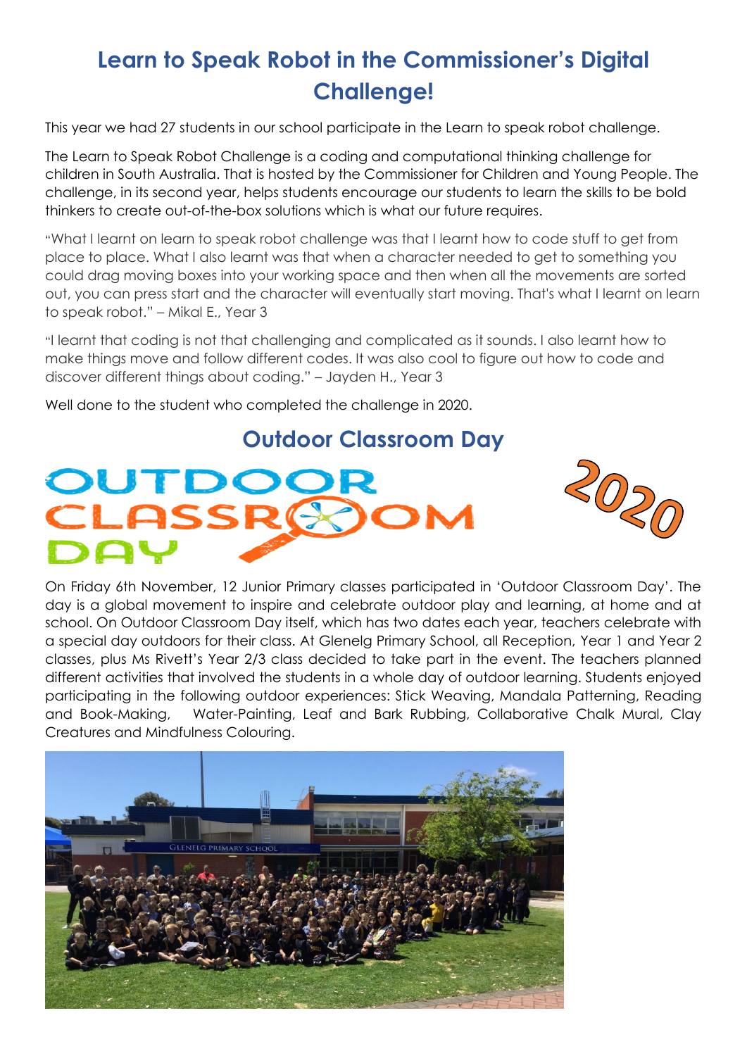# Learn to Speak Robot in the Commissioner's Digital Challenge!

This year we had 27 students in our school participate in the Learn to speak robot challenge.

The Learn to Speak Robot Challenge is a coding and computational thinking challenge for children in South Australia. That is hosted by the Commissioner for Children and Young People. The challenge, in its second year, helps students encourage our students to learn the skills to be bold thinkers to create out-of-the-box solutions which is what our future requires.

"What I learnt on learn to speak robot challenge was that I learnt how to code stuff to get from place to place. What I also learnt was that when a character needed to get to something you could drag moving boxes into your working space and then when all the movements are sorted out, you can press start and the character will eventually start moving. That's what I learnt on learn to speak robot." – Mikal E., Year 3

"I learnt that coding is not that challenging and complicated as it sounds. I also learnt how to make things move and follow different codes. It was also cool to figure out how to code and discover different things about coding." – Jayden H., Year 3

Well done to the student who completed the challenge in 2020.

# Outdoor Classroom Day

OUTDOOR CLASSROOM DAY 2020

On Friday 6th November, 12 Junior Primary classes participated in 'Outdoor Classroom Day'. The day is a global movement to inspire and celebrate outdoor play and learning, at home and at school. On Outdoor Classroom Day itself, which has two dates each year, teachers celebrate with a special day outdoors for their class. At Glenelg Primary School, all Reception, Year 1 and Year 2 classes, plus Ms Rivett's Year 2/3 class decided to take part in the event. The teachers planned different activities that involved the students in a whole day of outdoor learning. Students enjoyed participating in the following outdoor experiences: Stick Weaving, Mandala Patterning, Reading and Book-Making, Water-Painting, Leaf and Bark Rubbing, Collaborative Chalk Mural, Clay Creatures and Mindfulness Colouring.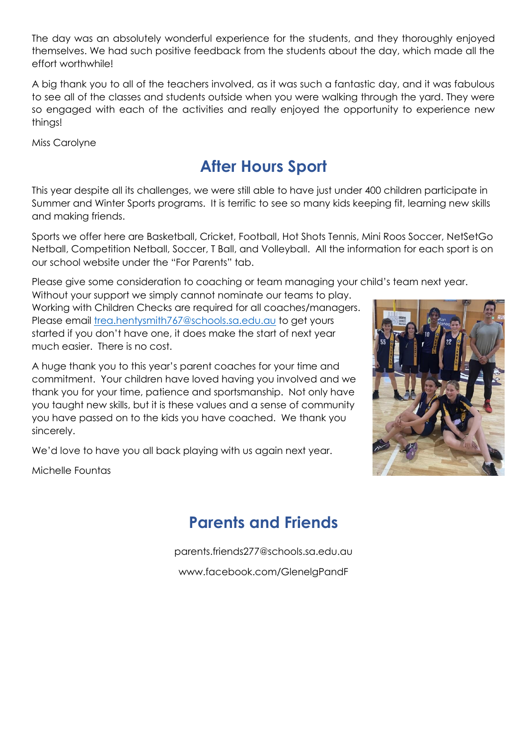The day was an absolutely wonderful experience for the students, and they thoroughly enjoyed themselves. We had such positive feedback from the students about the day, which made all the effort worthwhile!

A big thank you to all of the teachers involved, as it was such a fantastic day, and it was fabulous to see all of the classes and students outside when you were walking through the yard. They were so engaged with each of the activities and really enjoyed the opportunity to experience new things!

Miss Carolyne

## After Hours Sport

This year despite all its challenges, we were still able to have just under 400 children participate in Summer and Winter Sports programs. It is terrific to see so many kids keeping fit, learning new skills and making friends.

Sports we offer here are Basketball, Cricket, Football, Hot Shots Tennis, Mini Roos Soccer, NetSetGo Netball, Competition Netball, Soccer, T Ball, and Volleyball. All the information for each sport is on our school website under the "For Parents" tab.

Please give some consideration to coaching or team managing your child's team next year. Without your support we simply cannot nominate our teams to play. Working with Children Checks are required for all coaches/managers. Please email trea.hentysmith767@schools.sa.edu.au to get yours started if you don't have one, it does make the start of next year much easier. There is no cost.

A huge thank you to this year's parent coaches for your time and commitment. Your children have loved having you involved and we thank you for your time, patience and sportsmanship. Not only have you taught new skills, but it is these values and a sense of community you have passed on to the kids you have coached. We thank you sincerely.

We'd love to have you all back playing with us again next year.

Michelle Fountas

## Parents and Friends

parents.friends277@schools.sa.edu.au

www.facebook.com/GlenelgPandF